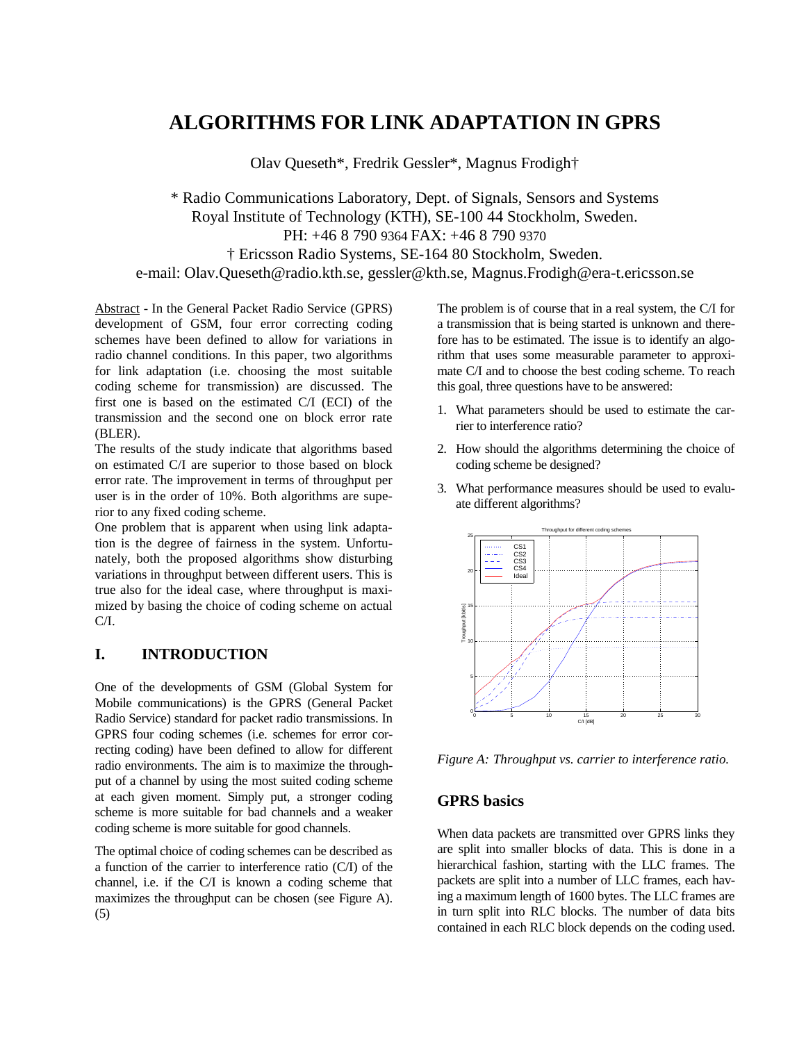# ALGORITHMS FOR LINK ADAPTATION IN GPRS

Olav Queseth*, Fredrik Gessler*, Magnus Frodigh†

\* Radio Communications Laboratory, Dept. of Signals, Sensors and Systems
Royal Institute of Technology (KTH), SE-100 44 Stockholm, Sweden.
PH: +46 8 790 9364 FAX: +46 8 790 9370
† Ericsson Radio Systems, SE-164 80 Stockholm, Sweden.
e-mail: Olav.Queseth@radio.kth.se, gessler@kth.se, Magnus.Frodigh@era-t.ericsson.se

Abstract - In the General Packet Radio Service (GPRS) development of GSM, four error correcting coding schemes have been defined to allow for variations in radio channel conditions. In this paper, two algorithms for link adaptation (i.e. choosing the most suitable coding scheme for transmission) are discussed. The first one is based on the estimated C/I (ECI) of the transmission and the second one on block error rate (BLER).

The results of the study indicate that algorithms based on estimated C/I are superior to those based on block error rate. The improvement in terms of throughput per user is in the order of 10%. Both algorithms are superior to any fixed coding scheme.

One problem that is apparent when using link adaptation is the degree of fairness in the system. Unfortunately, both the proposed algorithms show disturbing variations in throughput between different users. This is true also for the ideal case, where throughput is maximized by basing the choice of coding scheme on actual C/I.

## I. INTRODUCTION

One of the developments of GSM (Global System for Mobile communications) is the GPRS (General Packet Radio Service) standard for packet radio transmissions. In GPRS four coding schemes (i.e. schemes for error correcting coding) have been defined to allow for different radio environments. The aim is to maximize the throughput of a channel by using the most suited coding scheme at each given moment. Simply put, a stronger coding scheme is more suitable for bad channels and a weaker coding scheme is more suitable for good channels.

The optimal choice of coding schemes can be described as a function of the carrier to interference ratio (C/I) of the channel, i.e. if the C/I is known a coding scheme that maximizes the throughput can be chosen (see Figure A). (5)

The problem is of course that in a real system, the C/I for a transmission that is being started is unknown and therefore has to be estimated. The issue is to identify an algorithm that uses some measurable parameter to approximate C/I and to choose the best coding scheme. To reach this goal, three questions have to be answered:

1. What parameters should be used to estimate the carrier to interference ratio?
2. How should the algorithms determining the choice of coding scheme be designed?
3. What performance measures should be used to evaluate different algorithms?

Throughput for different coding schemes

CS1
CS2
CS3
CS4
Ideal

Throughput [kbit/s]

C/I [dB]

0 5 10 15 20 25 30

0 5 10 15 20 25

*Figure A: Throughput vs. carrier to interference ratio.*

### GPRS basics

When data packets are transmitted over GPRS links they are split into smaller blocks of data. This is done in a hierarchical fashion, starting with the LLC frames. The packets are split into a number of LLC frames, each having a maximum length of 1600 bytes. The LLC frames are in turn split into RLC blocks. The number of data bits contained in each RLC block depends on the coding used.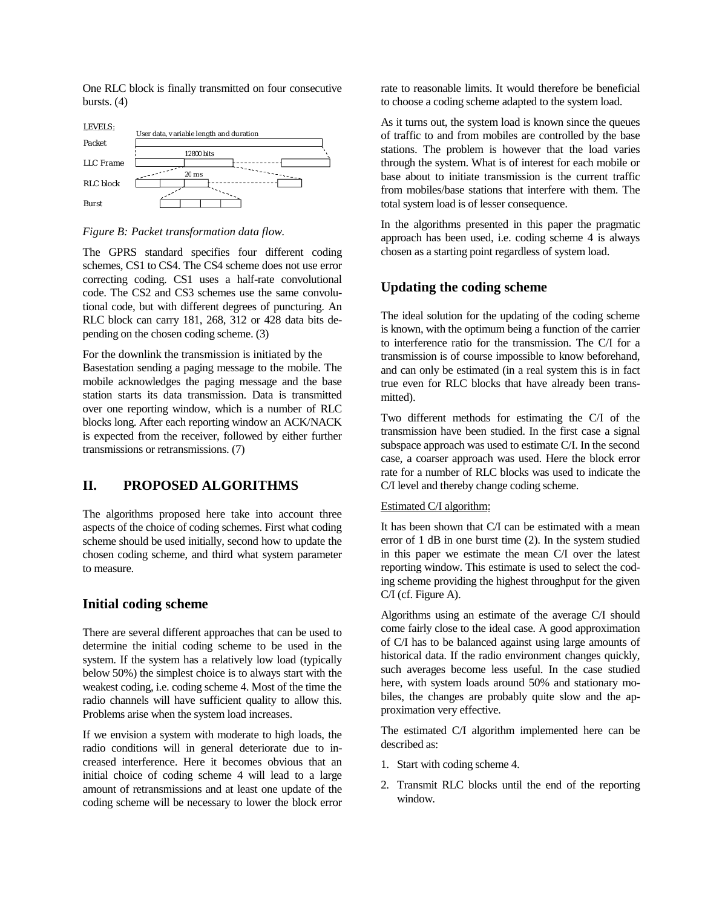One RLC block is finally transmitted on four consecutive bursts. (4)

LEVELS:

Packet

User data, variable length and duration

LLC Frame

12800 bits

RLC block

20 ms

Burst

*Figure B: Packet transformation data flow.*

The GPRS standard specifies four different coding schemes, CS1 to CS4. The CS4 scheme does not use error correcting coding. CS1 uses a half-rate convolutional code. The CS2 and CS3 schemes use the same convolutional code, but with different degrees of puncturing. An RLC block can carry 181, 268, 312 or 428 data bits depending on the chosen coding scheme. (3)

For the downlink the transmission is initiated by the Basestation sending a paging message to the mobile. The mobile acknowledges the paging message and the base station starts its data transmission. Data is transmitted over one reporting window, which is a number of RLC blocks long. After each reporting window an ACK/NACK is expected from the receiver, followed by either further transmissions or retransmissions. (7)

## II. PROPOSED ALGORITHMS

The algorithms proposed here take into account three aspects of the choice of coding schemes. First what coding scheme should be used initially, second how to update the chosen coding scheme, and third what system parameter to measure.

### Initial coding scheme

There are several different approaches that can be used to determine the initial coding scheme to be used in the system. If the system has a relatively low load (typically below 50%) the simplest choice is to always start with the weakest coding, i.e. coding scheme 4. Most of the time the radio channels will have sufficient quality to allow this. Problems arise when the system load increases.

If we envision a system with moderate to high loads, the radio conditions will in general deteriorate due to increased interference. Here it becomes obvious that an initial choice of coding scheme 4 will lead to a large amount of retransmissions and at least one update of the coding scheme will be necessary to lower the block error rate to reasonable limits. It would therefore be beneficial to choose a coding scheme adapted to the system load.

As it turns out, the system load is known since the queues of traffic to and from mobiles are controlled by the base stations. The problem is however that the load varies through the system. What is of interest for each mobile or base about to initiate transmission is the current traffic from mobiles/base stations that interfere with them. The total system load is of lesser consequence.

In the algorithms presented in this paper the pragmatic approach has been used, i.e. coding scheme 4 is always chosen as a starting point regardless of system load.

### Updating the coding scheme

The ideal solution for the updating of the coding scheme is known, with the optimum being a function of the carrier to interference ratio for the transmission. The C/I for a transmission is of course impossible to know beforehand, and can only be estimated (in a real system this is in fact true even for RLC blocks that have already been transmitted).

Two different methods for estimating the C/I of the transmission have been studied. In the first case a signal subspace approach was used to estimate C/I. In the second case, a coarser approach was used. Here the block error rate for a number of RLC blocks was used to indicate the C/I level and thereby change coding scheme.

Estimated C/I algorithm:

It has been shown that C/I can be estimated with a mean error of 1 dB in one burst time (2). In the system studied in this paper we estimate the mean C/I over the latest reporting window. This estimate is used to select the coding scheme providing the highest throughput for the given C/I (cf. Figure A).

Algorithms using an estimate of the average C/I should come fairly close to the ideal case. A good approximation of C/I has to be balanced against using large amounts of historical data. If the radio environment changes quickly, such averages become less useful. In the case studied here, with system loads around 50% and stationary mobiles, the changes are probably quite slow and the approximation very effective.

The estimated C/I algorithm implemented here can be described as:

1. Start with coding scheme 4.
2. Transmit RLC blocks until the end of the reporting window.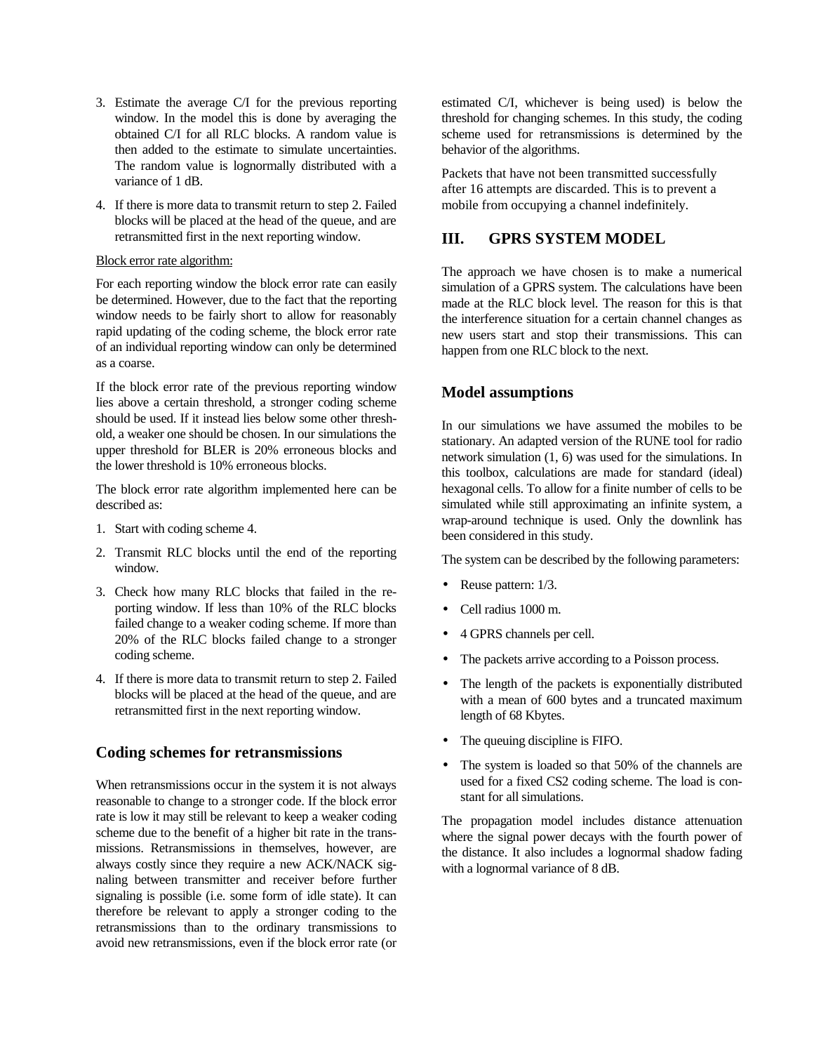3. Estimate the average C/I for the previous reporting window. In the model this is done by averaging the obtained C/I for all RLC blocks. A random value is then added to the estimate to simulate uncertainties. The random value is lognormally distributed with a variance of 1 dB.
4. If there is more data to transmit return to step 2. Failed blocks will be placed at the head of the queue, and are retransmitted first in the next reporting window.

Block error rate algorithm:

For each reporting window the block error rate can easily be determined. However, due to the fact that the reporting window needs to be fairly short to allow for reasonably rapid updating of the coding scheme, the block error rate of an individual reporting window can only be determined as a coarse.

If the block error rate of the previous reporting window lies above a certain threshold, a stronger coding scheme should be used. If it instead lies below some other threshold, a weaker one should be chosen. In our simulations the upper threshold for BLER is 20% erroneous blocks and the lower threshold is 10% erroneous blocks.

The block error rate algorithm implemented here can be described as:

1. Start with coding scheme 4.
2. Transmit RLC blocks until the end of the reporting window.
3. Check how many RLC blocks that failed in the reporting window. If less than 10% of the RLC blocks failed change to a weaker coding scheme. If more than 20% of the RLC blocks failed change to a stronger coding scheme.
4. If there is more data to transmit return to step 2. Failed blocks will be placed at the head of the queue, and are retransmitted first in the next reporting window.

### Coding schemes for retransmissions

When retransmissions occur in the system it is not always reasonable to change to a stronger code. If the block error rate is low it may still be relevant to keep a weaker coding scheme due to the benefit of a higher bit rate in the transmissions. Retransmissions in themselves, however, are always costly since they require a new ACK/NACK signaling between transmitter and receiver before further signaling is possible (i.e. some form of idle state). It can therefore be relevant to apply a stronger coding to the retransmissions than to the ordinary transmissions to avoid new retransmissions, even if the block error rate (or estimated C/I, whichever is being used) is below the threshold for changing schemes. In this study, the coding scheme used for retransmissions is determined by the behavior of the algorithms.

Packets that have not been transmitted successfully after 16 attempts are discarded. This is to prevent a mobile from occupying a channel indefinitely.

## III. GPRS SYSTEM MODEL

The approach we have chosen is to make a numerical simulation of a GPRS system. The calculations have been made at the RLC block level. The reason for this is that the interference situation for a certain channel changes as new users start and stop their transmissions. This can happen from one RLC block to the next.

### Model assumptions

In our simulations we have assumed the mobiles to be stationary. An adapted version of the RUNE tool for radio network simulation (1, 6) was used for the simulations. In this toolbox, calculations are made for standard (ideal) hexagonal cells. To allow for a finite number of cells to be simulated while still approximating an infinite system, a wrap-around technique is used. Only the downlink has been considered in this study.

The system can be described by the following parameters:

- Reuse pattern: 1/3.
- Cell radius 1000 m.
- 4 GPRS channels per cell.
- The packets arrive according to a Poisson process.
- The length of the packets is exponentially distributed with a mean of 600 bytes and a truncated maximum length of 68 Kbytes.
- The queuing discipline is FIFO.
- The system is loaded so that 50% of the channels are used for a fixed CS2 coding scheme. The load is constant for all simulations.

The propagation model includes distance attenuation where the signal power decays with the fourth power of the distance. It also includes a lognormal shadow fading with a lognormal variance of 8 dB.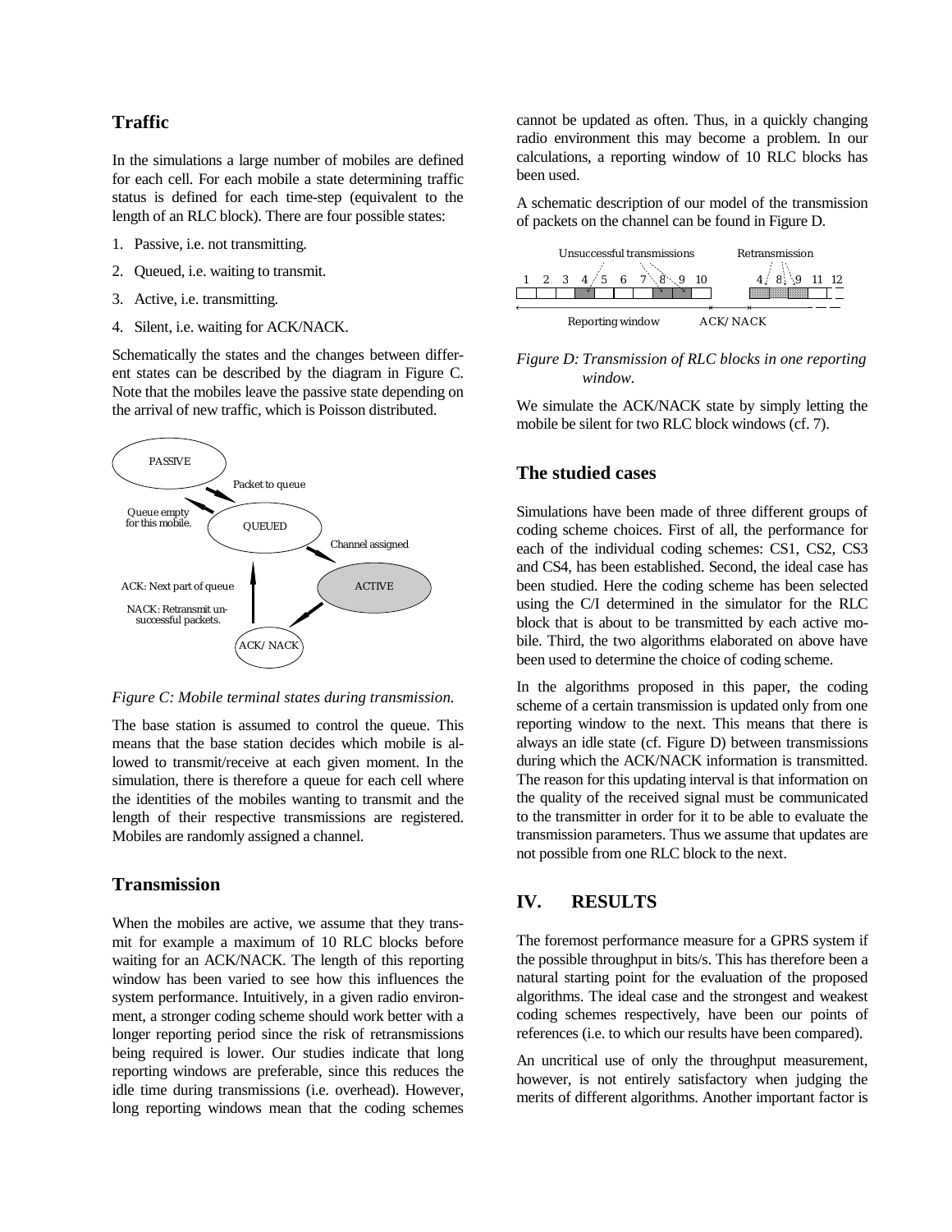### Traffic

In the simulations a large number of mobiles are defined for each cell. For each mobile a state determining traffic status is defined for each time-step (equivalent to the length of an RLC block). There are four possible states:

1. Passive, i.e. not transmitting.
2. Queued, i.e. waiting to transmit.
3. Active, i.e. transmitting.
4. Silent, i.e. waiting for ACK/NACK.

Schematically the states and the changes between different states can be described by the diagram in Figure C. Note that the mobiles leave the passive state depending on the arrival of new traffic, which is Poisson distributed.

*Figure C: Mobile terminal states during transmission.*

The base station is assumed to control the queue. This means that the base station decides which mobile is allowed to transmit/receive at each given moment. In the simulation, there is therefore a queue for each cell where the identities of the mobiles wanting to transmit and the length of their respective transmissions are registered. Mobiles are randomly assigned a channel.

### Transmission

When the mobiles are active, we assume that they transmit for example a maximum of 10 RLC blocks before waiting for an ACK/NACK. The length of this reporting window has been varied to see how this influences the system performance. Intuitively, in a given radio environment, a stronger coding scheme should work better with a longer reporting period since the risk of retransmissions being required is lower. Our studies indicate that long reporting windows are preferable, since this reduces the idle time during transmissions (i.e. overhead). However, long reporting windows mean that the coding schemes cannot be updated as often. Thus, in a quickly changing radio environment this may become a problem. In our calculations, a reporting window of 10 RLC blocks has been used.

A schematic description of our model of the transmission of packets on the channel can be found in Figure D.

*Figure D: Transmission of RLC blocks in one reporting window.*

We simulate the ACK/NACK state by simply letting the mobile be silent for two RLC block windows (cf. 7).

### The studied cases

Simulations have been made of three different groups of coding scheme choices. First of all, the performance for each of the individual coding schemes: CS1, CS2, CS3 and CS4, has been established. Second, the ideal case has been studied. Here the coding scheme has been selected using the C/I determined in the simulator for the RLC block that is about to be transmitted by each active mobile. Third, the two algorithms elaborated on above have been used to determine the choice of coding scheme.

In the algorithms proposed in this paper, the coding scheme of a certain transmission is updated only from one reporting window to the next. This means that there is always an idle state (cf. Figure D) between transmissions during which the ACK/NACK information is transmitted. The reason for this updating interval is that information on the quality of the received signal must be communicated to the transmitter in order for it to be able to evaluate the transmission parameters. Thus we assume that updates are not possible from one RLC block to the next.

## IV. RESULTS

The foremost performance measure for a GPRS system if the possible throughput in bits/s. This has therefore been a natural starting point for the evaluation of the proposed algorithms. The ideal case and the strongest and weakest coding schemes respectively, have been our points of references (i.e. to which our results have been compared).

An uncritical use of only the throughput measurement, however, is not entirely satisfactory when judging the merits of different algorithms. Another important factor is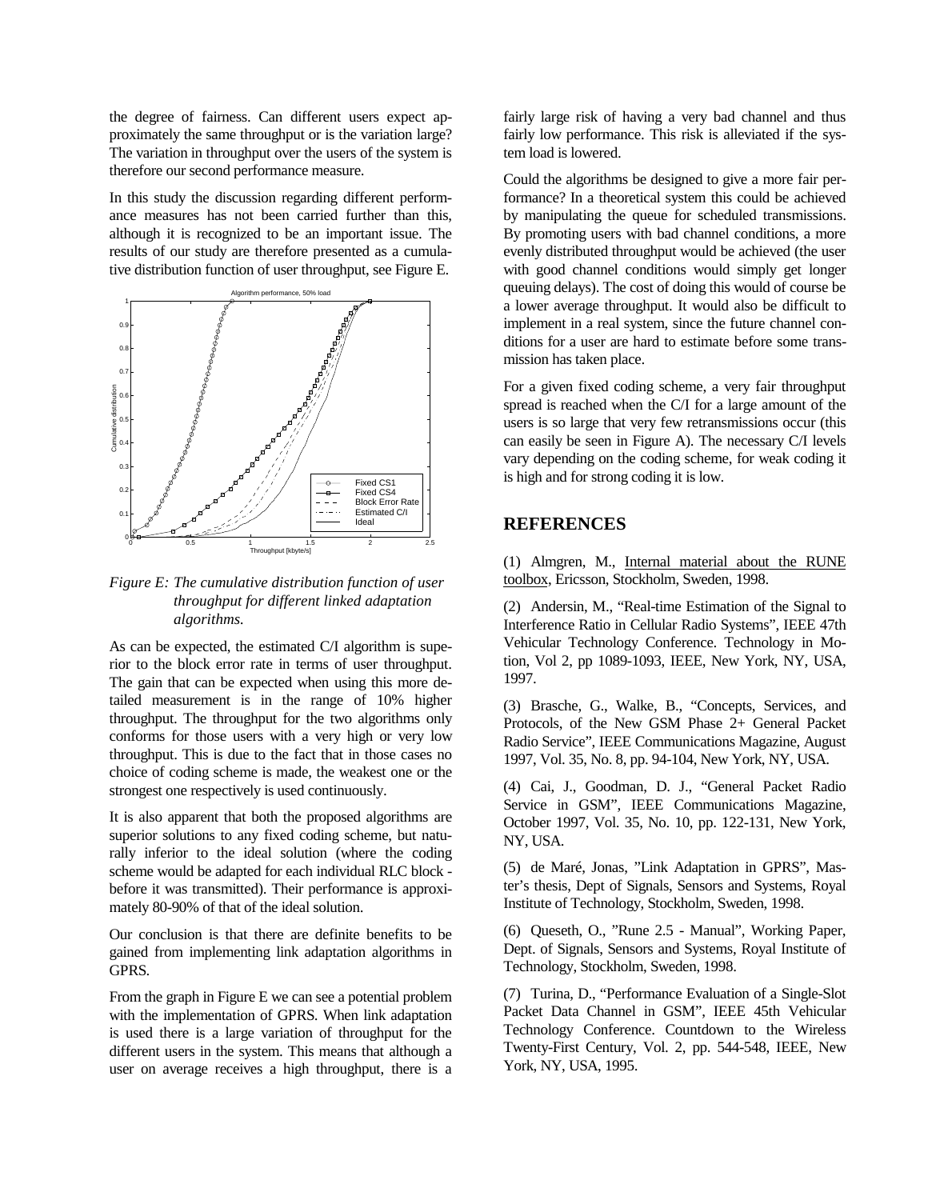the degree of fairness. Can different users expect approximately the same throughput or is the variation large? The variation in throughput over the users of the system is therefore our second performance measure.

In this study the discussion regarding different performance measures has not been carried further than this, although it is recognized to be an important issue. The results of our study are therefore presented as a cumulative distribution function of user throughput, see Figure E.

Algorithm performance, 50% load

Cumulative distribution

0
0.1
0.2
0.3
0.4
0.5
0.6
0.7
0.8
0.9
1

0
0.5
1
1.5
2
2.5

Throughput [kbyte/s]

Fixed CS1
Fixed CS4
Block Error Rate
Estimated C/I
Ideal

*Figure E: The cumulative distribution function of user throughput for different linked adaptation algorithms.*

As can be expected, the estimated C/I algorithm is superior to the block error rate in terms of user throughput. The gain that can be expected when using this more detailed measurement is in the range of 10% higher throughput. The throughput for the two algorithms only conforms for those users with a very high or very low throughput. This is due to the fact that in those cases no choice of coding scheme is made, the weakest one or the strongest one respectively is used continuously.

It is also apparent that both the proposed algorithms are superior solutions to any fixed coding scheme, but naturally inferior to the ideal solution (where the coding scheme would be adapted for each individual RLC block - before it was transmitted). Their performance is approximately 80-90% of that of the ideal solution.

Our conclusion is that there are definite benefits to be gained from implementing link adaptation algorithms in GPRS.

From the graph in Figure E we can see a potential problem with the implementation of GPRS. When link adaptation is used there is a large variation of throughput for the different users in the system. This means that although a user on average receives a high throughput, there is a fairly large risk of having a very bad channel and thus fairly low performance. This risk is alleviated if the system load is lowered.

Could the algorithms be designed to give a more fair performance? In a theoretical system this could be achieved by manipulating the queue for scheduled transmissions. By promoting users with bad channel conditions, a more evenly distributed throughput would be achieved (the user with good channel conditions would simply get longer queuing delays). The cost of doing this would of course be a lower average throughput. It would also be difficult to implement in a real system, since the future channel conditions for a user are hard to estimate before some transmission has taken place.

For a given fixed coding scheme, a very fair throughput spread is reached when the C/I for a large amount of the users is so large that very few retransmissions occur (this can easily be seen in Figure A). The necessary C/I levels vary depending on the coding scheme, for weak coding it is high and for strong coding it is low.

## REFERENCES

(1) Almgren, M., Internal material about the RUNE toolbox, Ericsson, Stockholm, Sweden, 1998.

(2) Andersin, M., "Real-time Estimation of the Signal to Interference Ratio in Cellular Radio Systems", IEEE 47th Vehicular Technology Conference. Technology in Motion, Vol 2, pp 1089-1093, IEEE, New York, NY, USA, 1997.

(3) Brasche, G., Walke, B., "Concepts, Services, and Protocols, of the New GSM Phase 2+ General Packet Radio Service", IEEE Communications Magazine, August 1997, Vol. 35, No. 8, pp. 94-104, New York, NY, USA.

(4) Cai, J., Goodman, D. J., "General Packet Radio Service in GSM", IEEE Communications Magazine, October 1997, Vol. 35, No. 10, pp. 122-131, New York, NY, USA.

(5) de Maré, Jonas, "Link Adaptation in GPRS", Master's thesis, Dept of Signals, Sensors and Systems, Royal Institute of Technology, Stockholm, Sweden, 1998.

(6) Queseth, O., "Rune 2.5 - Manual", Working Paper, Dept. of Signals, Sensors and Systems, Royal Institute of Technology, Stockholm, Sweden, 1998.

(7) Turina, D., "Performance Evaluation of a Single-Slot Packet Data Channel in GSM", IEEE 45th Vehicular Technology Conference. Countdown to the Wireless Twenty-First Century, Vol. 2, pp. 544-548, IEEE, New York, NY, USA, 1995.